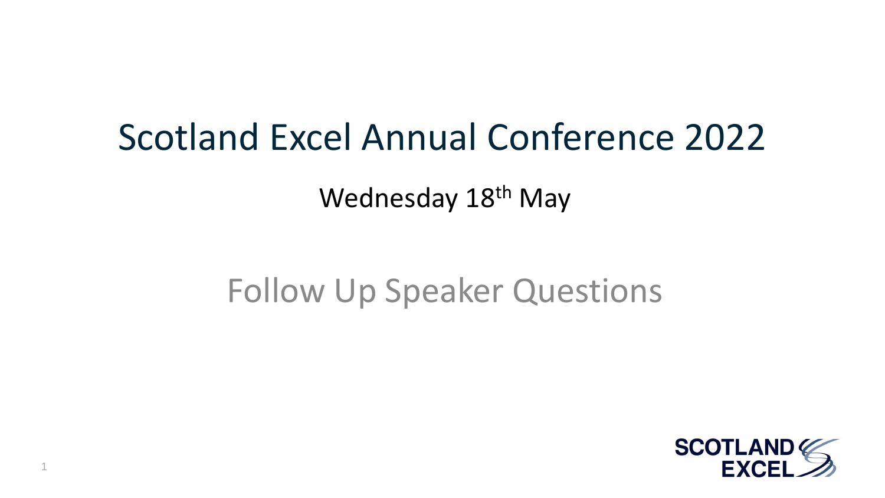# Scotland Excel Annual Conference 2022

Wednesday 18th May

## Follow Up Speaker Questions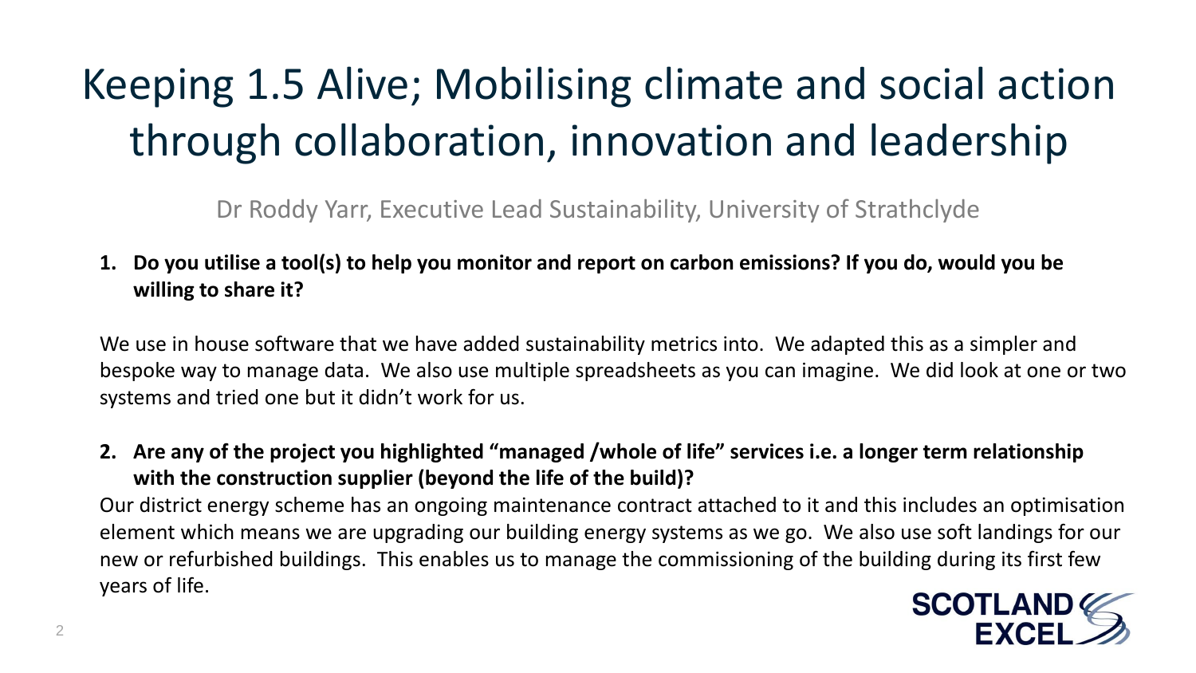# Keeping 1.5 Alive; Mobilising climate and social action through collaboration, innovation and leadership

Dr Roddy Yarr, Executive Lead Sustainability, University of Strathclyde

1. **Do you utilise a tool(s) to help you monitor and report on carbon emissions? If you do, would you be willing to share it?**

We use in house software that we have added sustainability metrics into. We adapted this as a simpler and bespoke way to manage data. We also use multiple spreadsheets as you can imagine. We did look at one or two systems and tried one but it didn't work for us.

2. **Are any of the project you highlighted "managed /whole of life" services i.e. a longer term relationship with the construction supplier (beyond the life of the build)?**

Our district energy scheme has an ongoing maintenance contract attached to it and this includes an optimisation element which means we are upgrading our building energy systems as we go. We also use soft landings for our new or refurbished buildings. This enables us to manage the commissioning of the building during its first few years of life.

SCOTLAND EXCEL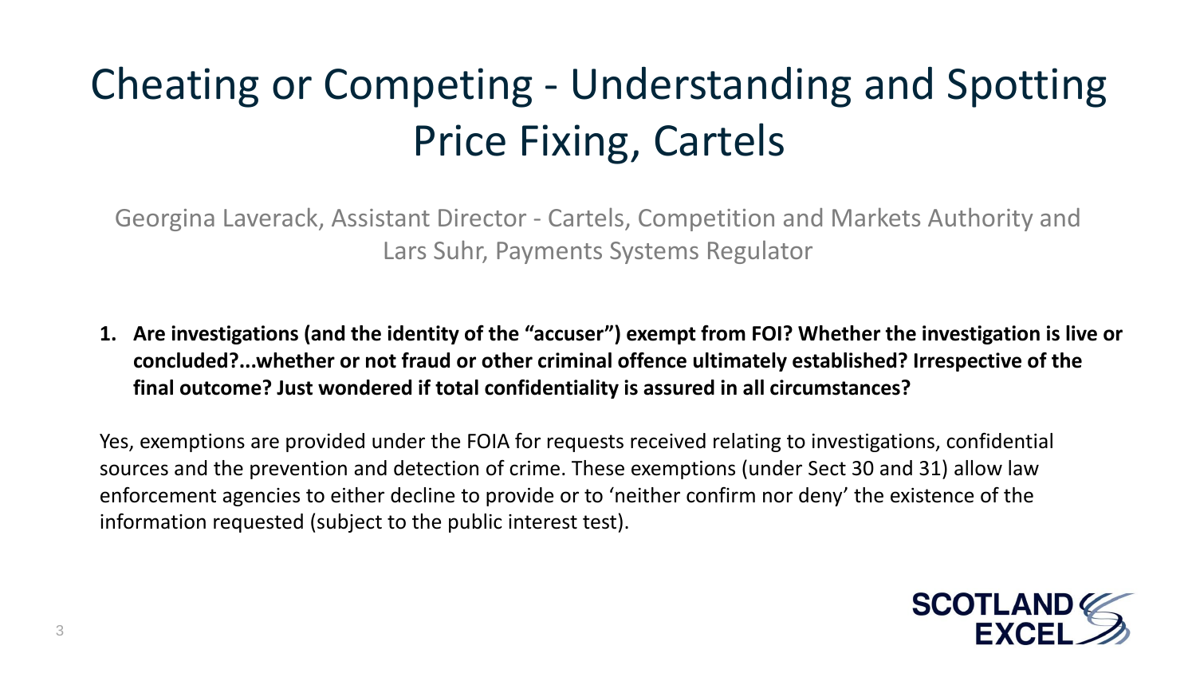# Cheating or Competing - Understanding and Spotting Price Fixing, Cartels

Georgina Laverack, Assistant Director - Cartels, Competition and Markets Authority and Lars Suhr, Payments Systems Regulator

1. **Are investigations (and the identity of the "accuser") exempt from FOI? Whether the investigation is live or concluded?...whether or not fraud or other criminal offence ultimately established? Irrespective of the final outcome? Just wondered if total confidentiality is assured in all circumstances?**

Yes, exemptions are provided under the FOIA for requests received relating to investigations, confidential sources and the prevention and detection of crime. These exemptions (under Sect 30 and 31) allow law enforcement agencies to either decline to provide or to 'neither confirm nor deny' the existence of the information requested (subject to the public interest test).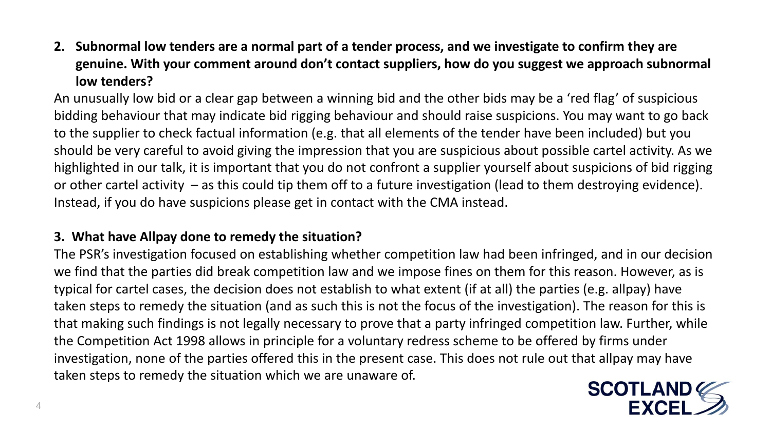**2. Subnormal low tenders are a normal part of a tender process, and we investigate to confirm they are genuine. With your comment around don't contact suppliers, how do you suggest we approach subnormal low tenders?**

An unusually low bid or a clear gap between a winning bid and the other bids may be a 'red flag' of suspicious bidding behaviour that may indicate bid rigging behaviour and should raise suspicions. You may want to go back to the supplier to check factual information (e.g. that all elements of the tender have been included) but you should be very careful to avoid giving the impression that you are suspicious about possible cartel activity. As we highlighted in our talk, it is important that you do not confront a supplier yourself about suspicions of bid rigging or other cartel activity – as this could tip them off to a future investigation (lead to them destroying evidence). Instead, if you do have suspicions please get in contact with the CMA instead.

**3. What have Allpay done to remedy the situation?**

The PSR's investigation focused on establishing whether competition law had been infringed, and in our decision we find that the parties did break competition law and we impose fines on them for this reason. However, as is typical for cartel cases, the decision does not establish to what extent (if at all) the parties (e.g. allpay) have taken steps to remedy the situation (and as such this is not the focus of the investigation). The reason for this is that making such findings is not legally necessary to prove that a party infringed competition law. Further, while the Competition Act 1998 allows in principle for a voluntary redress scheme to be offered by firms under investigation, none of the parties offered this in the present case. This does not rule out that allpay may have taken steps to remedy the situation which we are unaware of.

SCOTLAND EXCEL